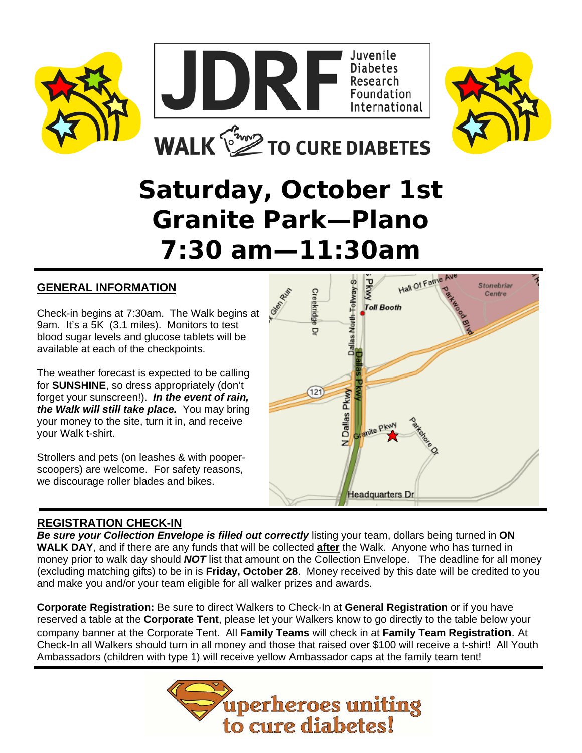JDRF Juvenile Diabetes Research Foundation International

WALK TO CURE DIABETES

# Saturday, October 1st
# Granite Park—Plano
# 7:30 am—11:30am

## GENERAL INFORMATION

Check-in begins at 7:30am. The Walk begins at 9am. It's a 5K (3.1 miles). Monitors to test blood sugar levels and glucose tablets will be available at each of the checkpoints.

The weather forecast is expected to be calling for **SUNSHINE**, so dress appropriately (don't forget your sunscreen!). ***In the event of rain, the Walk will still take place.*** You may bring your money to the site, turn it in, and receive your Walk t-shirt.

Strollers and pets (on leashes & with pooper-scoopers) are welcome. For safety reasons, we discourage roller blades and bikes.

## REGISTRATION CHECK-IN

***Be sure your Collection Envelope is filled out correctly*** listing your team, dollars being turned in **ON WALK DAY**, and if there are any funds that will be collected **after** the Walk. Anyone who has turned in money prior to walk day should ***NOT*** list that amount on the Collection Envelope. The deadline for all money (excluding matching gifts) to be in is **Friday, October 28**. Money received by this date will be credited to you and make you and/or your team eligible for all walker prizes and awards.

**Corporate Registration:** Be sure to direct Walkers to Check-In at **General Registration** or if you have reserved a table at the **Corporate Tent**, please let your Walkers know to go directly to the table below your company banner at the Corporate Tent. All **Family Teams** will check in at **Family Team Registration**. At Check-In all Walkers should turn in all money and those that raised over $100 will receive a t-shirt! All Youth Ambassadors (children with type 1) will receive yellow Ambassador caps at the family team tent!

Superheroes uniting to cure diabetes!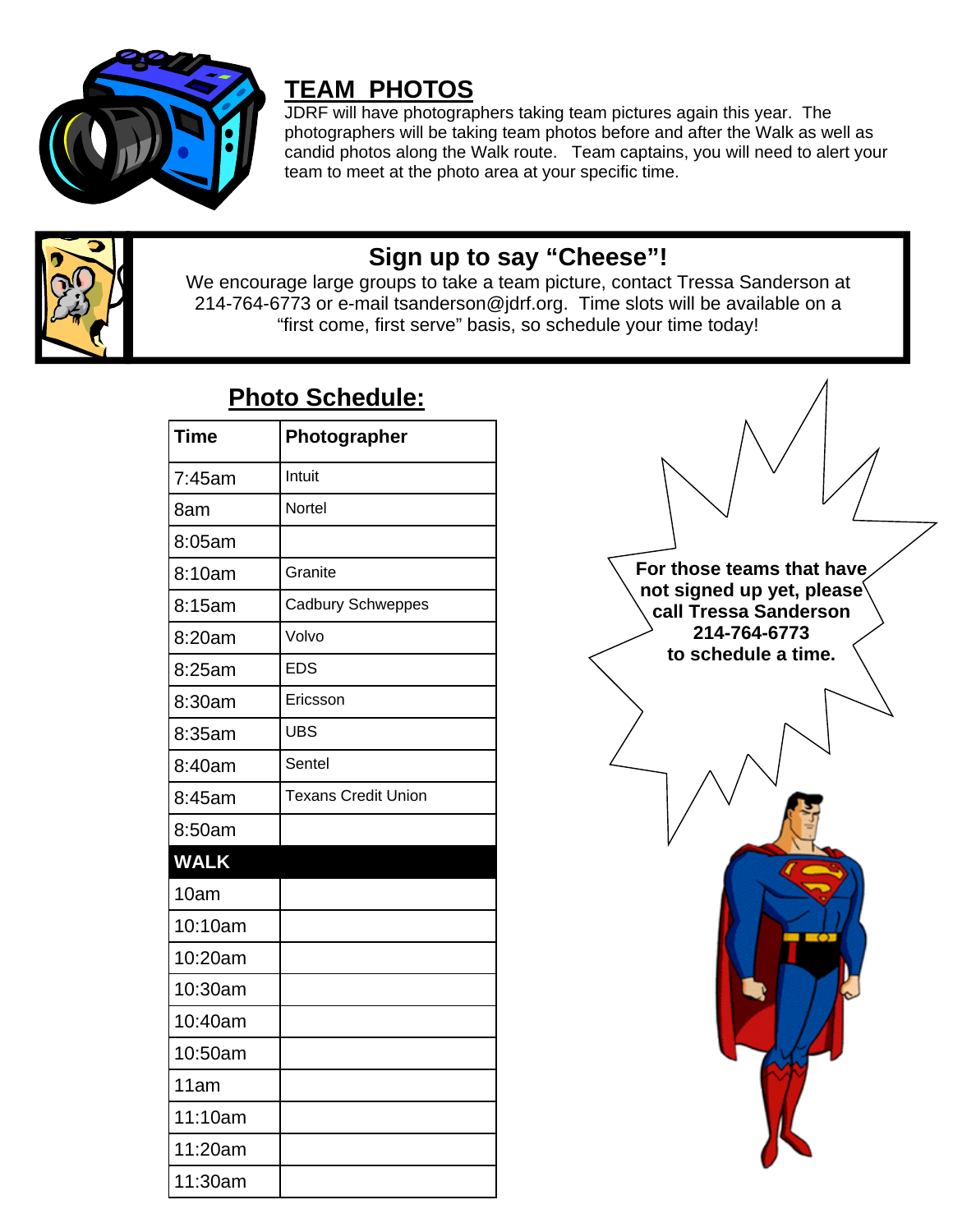## TEAM PHOTOS

JDRF will have photographers taking team pictures again this year. The photographers will be taking team photos before and after the Walk as well as candid photos along the Walk route. Team captains, you will need to alert your team to meet at the photo area at your specific time.

### Sign up to say "Cheese"!

We encourage large groups to take a team picture, contact Tressa Sanderson at 214-764-6773 or e-mail tsanderson@jdrf.org. Time slots will be available on a "first come, first serve" basis, so schedule your time today!

## Photo Schedule:

| Time | Photographer |
|---|---|
| 7:45am | Intuit |
| 8am | Nortel |
| 8:05am | |
| 8:10am | Granite |
| 8:15am | Cadbury Schweppes |
| 8:20am | Volvo |
| 8:25am | EDS |
| 8:30am | Ericsson |
| 8:35am | UBS |
| 8:40am | Sentel |
| 8:45am | Texans Credit Union |
| 8:50am | |
| **WALK** | |
| 10am | |
| 10:10am | |
| 10:20am | |
| 10:30am | |
| 10:40am | |
| 10:50am | |
| 11am | |
| 11:10am | |
| 11:20am | |
| 11:30am | |

**For those teams that have not signed up yet, please call Tressa Sanderson 214-764-6773 to schedule a time.**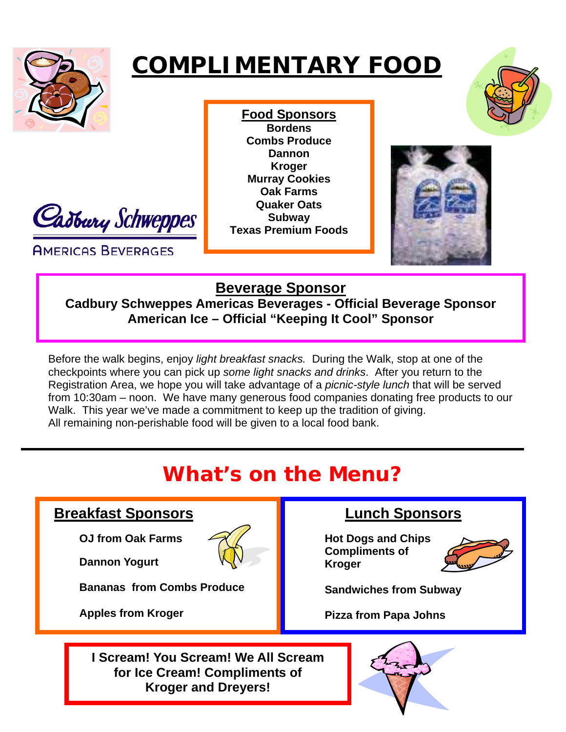# COMPLIMENTARY FOOD

## Food Sponsors

**Bordens**
**Combs Produce**
**Dannon**
**Kroger**
**Murray Cookies**
**Oak Farms**
**Quaker Oats**
**Subway**
**Texas Premium Foods**

Cadbury Schweppes
AMERICAS BEVERAGES

## Beverage Sponsor

**Cadbury Schweppes Americas Beverages - Official Beverage Sponsor**
**American Ice – Official "Keeping It Cool" Sponsor**

Before the walk begins, enjoy *light breakfast snacks.* During the Walk, stop at one of the checkpoints where you can pick up *some light snacks and drinks*. After you return to the Registration Area, we hope you will take advantage of a *picnic-style lunch* that will be served from 10:30am – noon. We have many generous food companies donating free products to our Walk. This year we've made a commitment to keep up the tradition of giving.
All remaining non-perishable food will be given to a local food bank.

---

# What's on the Menu?

## Breakfast Sponsors

**OJ from Oak Farms**

**Dannon Yogurt**

**Bananas from Combs Produce**

**Apples from Kroger**

## Lunch Sponsors

**Hot Dogs and Chips Compliments of Kroger**

**Sandwiches from Subway**

**Pizza from Papa Johns**

**I Scream! You Scream! We All Scream for Ice Cream! Compliments of Kroger and Dreyers!**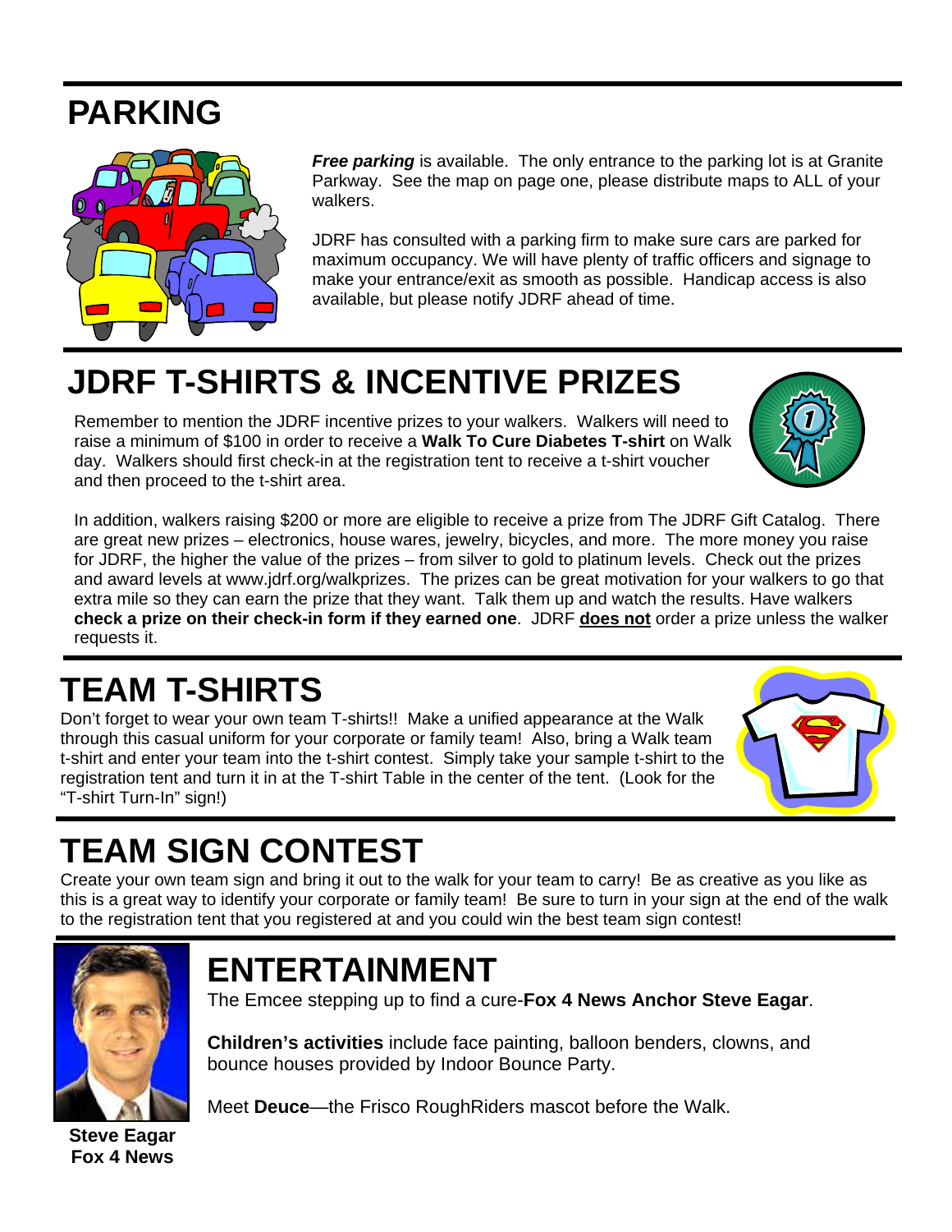# PARKING

***Free parking*** is available. The only entrance to the parking lot is at Granite Parkway. See the map on page one, please distribute maps to ALL of your walkers.

JDRF has consulted with a parking firm to make sure cars are parked for maximum occupancy. We will have plenty of traffic officers and signage to make your entrance/exit as smooth as possible. Handicap access is also available, but please notify JDRF ahead of time.

# JDRF T-SHIRTS & INCENTIVE PRIZES

Remember to mention the JDRF incentive prizes to your walkers. Walkers will need to raise a minimum of $100 in order to receive a **Walk To Cure Diabetes T-shirt** on Walk day. Walkers should first check-in at the registration tent to receive a t-shirt voucher and then proceed to the t-shirt area.

In addition, walkers raising $200 or more are eligible to receive a prize from The JDRF Gift Catalog. There are great new prizes – electronics, house wares, jewelry, bicycles, and more. The more money you raise for JDRF, the higher the value of the prizes – from silver to gold to platinum levels. Check out the prizes and award levels at www.jdrf.org/walkprizes. The prizes can be great motivation for your walkers to go that extra mile so they can earn the prize that they want. Talk them up and watch the results. Have walkers **check a prize on their check-in form if they earned one**. JDRF <u>**does not**</u> order a prize unless the walker requests it.

# TEAM T-SHIRTS

Don't forget to wear your own team T-shirts!! Make a unified appearance at the Walk through this casual uniform for your corporate or family team! Also, bring a Walk team t-shirt and enter your team into the t-shirt contest. Simply take your sample t-shirt to the registration tent and turn it in at the T-shirt Table in the center of the tent. (Look for the "T-shirt Turn-In" sign!)

# TEAM SIGN CONTEST

Create your own team sign and bring it out to the walk for your team to carry! Be as creative as you like as this is a great way to identify your corporate or family team! Be sure to turn in your sign at the end of the walk to the registration tent that you registered at and you could win the best team sign contest!

# ENTERTAINMENT

The Emcee stepping up to find a cure-**Fox 4 News Anchor Steve Eagar**.

**Children's activities** include face painting, balloon benders, clowns, and bounce houses provided by Indoor Bounce Party.

Meet **Deuce**—the Frisco RoughRiders mascot before the Walk.

**Steve Eagar**
**Fox 4 News**